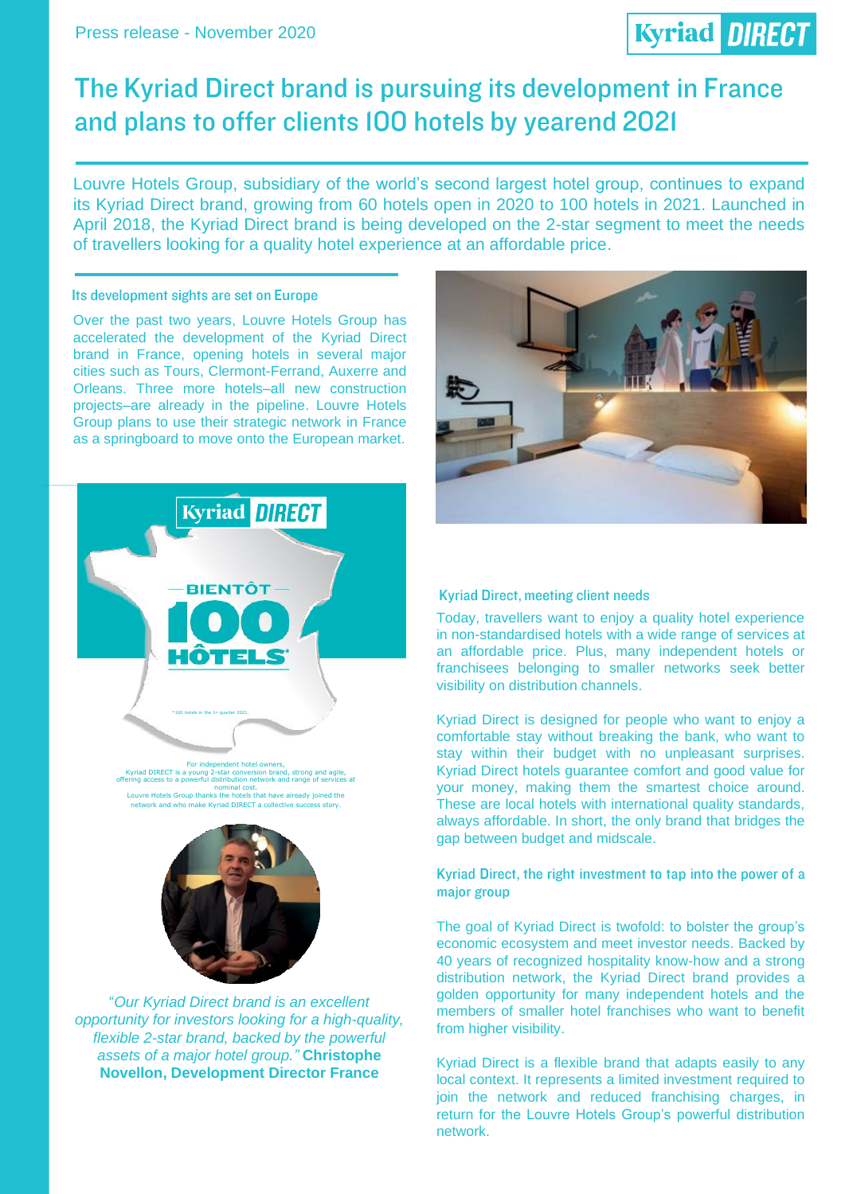Press release - November 2020

# The Kyriad Direct brand is pursuing its development in France and plans to offer clients 100 hotels by yearend 2021

Louvre Hotels Group, subsidiary of the world's second largest hotel group, continues to expand its Kyriad Direct brand, growing from 60 hotels open in 2020 to 100 hotels in 2021. Launched in April 2018, the Kyriad Direct brand is being developed on the 2-star segment to meet the needs of travellers looking for a quality hotel experience at an affordable price.

### Its development sights are set on Europe

Over the past two years, Louvre Hotels Group has accelerated the development of the Kyriad Direct brand in France, opening hotels in several major cities such as Tours, Clermont-Ferrand, Auxerre and Orleans. Three more hotels–all new construction projects–are already in the pipeline. Louvre Hotels Group plans to use their strategic network in France as a springboard to move onto the European market.

Kyriad DIRECT

BIENTÔT 100 HÔTELS*

*100 hotels in the 1st quarter 2021.

For independent hotel owners,
Kyriad DIRECT is a young 2-star conversion brand, strong and agile, offering access to a powerful distribution network and range of services at nominal cost.
Louvre Hotels Group thanks the hotels that have already joined the network and who make Kyriad DIRECT a collective success story.

*"Our Kyriad Direct brand is an excellent opportunity for investors looking for a high-quality, flexible 2-star brand, backed by the powerful assets of a major hotel group."* **Christophe Novellon, Development Director France**

### Kyriad Direct, meeting client needs

Today, travellers want to enjoy a quality hotel experience in non-standardised hotels with a wide range of services at an affordable price. Plus, many independent hotels or franchisees belonging to smaller networks seek better visibility on distribution channels.

Kyriad Direct is designed for people who want to enjoy a comfortable stay without breaking the bank, who want to stay within their budget with no unpleasant surprises. Kyriad Direct hotels guarantee comfort and good value for your money, making them the smartest choice around. These are local hotels with international quality standards, always affordable. In short, the only brand that bridges the gap between budget and midscale.

### Kyriad Direct, the right investment to tap into the power of a major group

The goal of Kyriad Direct is twofold: to bolster the group's economic ecosystem and meet investor needs. Backed by 40 years of recognized hospitality know-how and a strong distribution network, the Kyriad Direct brand provides a golden opportunity for many independent hotels and the members of smaller hotel franchises who want to benefit from higher visibility.

Kyriad Direct is a flexible brand that adapts easily to any local context. It represents a limited investment required to join the network and reduced franchising charges, in return for the Louvre Hotels Group's powerful distribution network.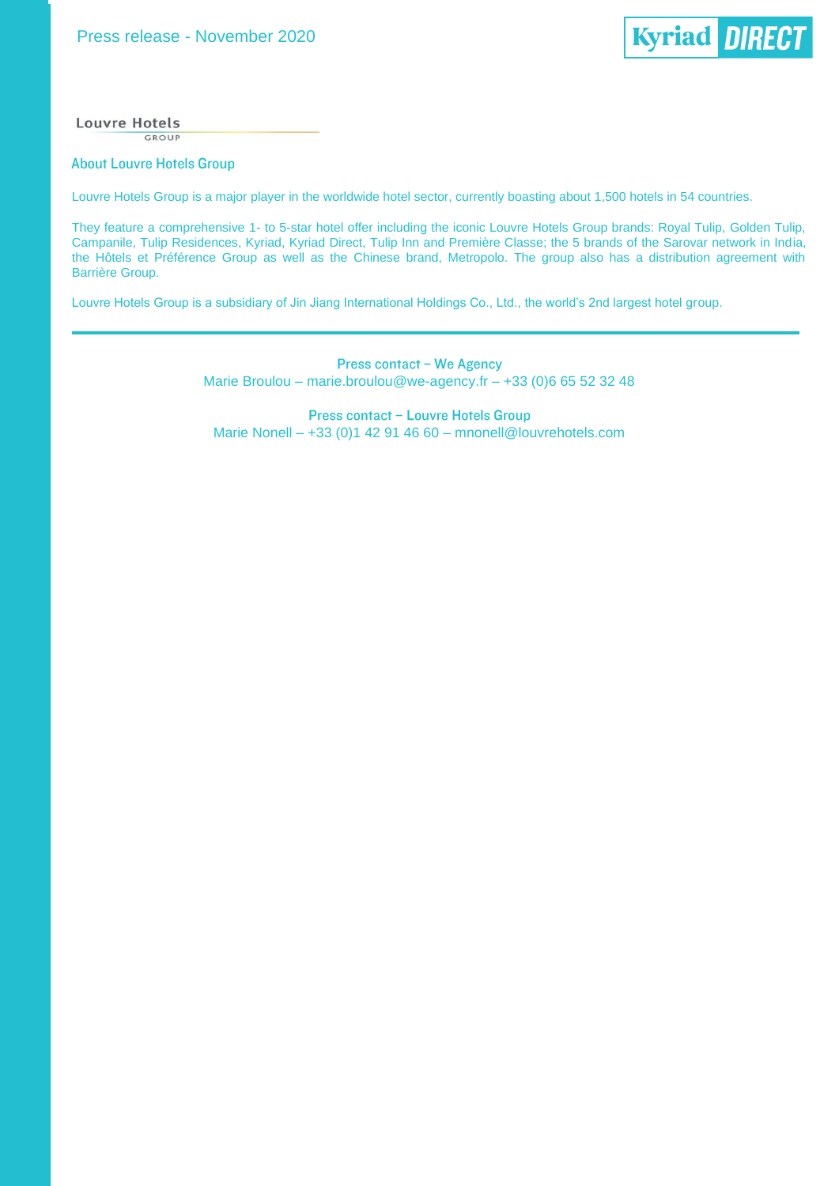Louvre Hotels GROUP

## About Louvre Hotels Group

Louvre Hotels Group is a major player in the worldwide hotel sector, currently boasting about 1,500 hotels in 54 countries.

They feature a comprehensive 1- to 5-star hotel offer including the iconic Louvre Hotels Group brands: Royal Tulip, Golden Tulip, Campanile, Tulip Residences, Kyriad, Kyriad Direct, Tulip Inn and Première Classe; the 5 brands of the Sarovar network in India, the Hôtels et Préférence Group as well as the Chinese brand, Metropolo. The group also has a distribution agreement with Barrière Group.

Louvre Hotels Group is a subsidiary of Jin Jiang International Holdings Co., Ltd., the world's 2nd largest hotel group.

---

**Press contact – We Agency**
Marie Broulou – marie.broulou@we-agency.fr – +33 (0)6 65 52 32 48

**Press contact – Louvre Hotels Group**
Marie Nonell – +33 (0)1 42 91 46 60 – mnonell@louvrehotels.com